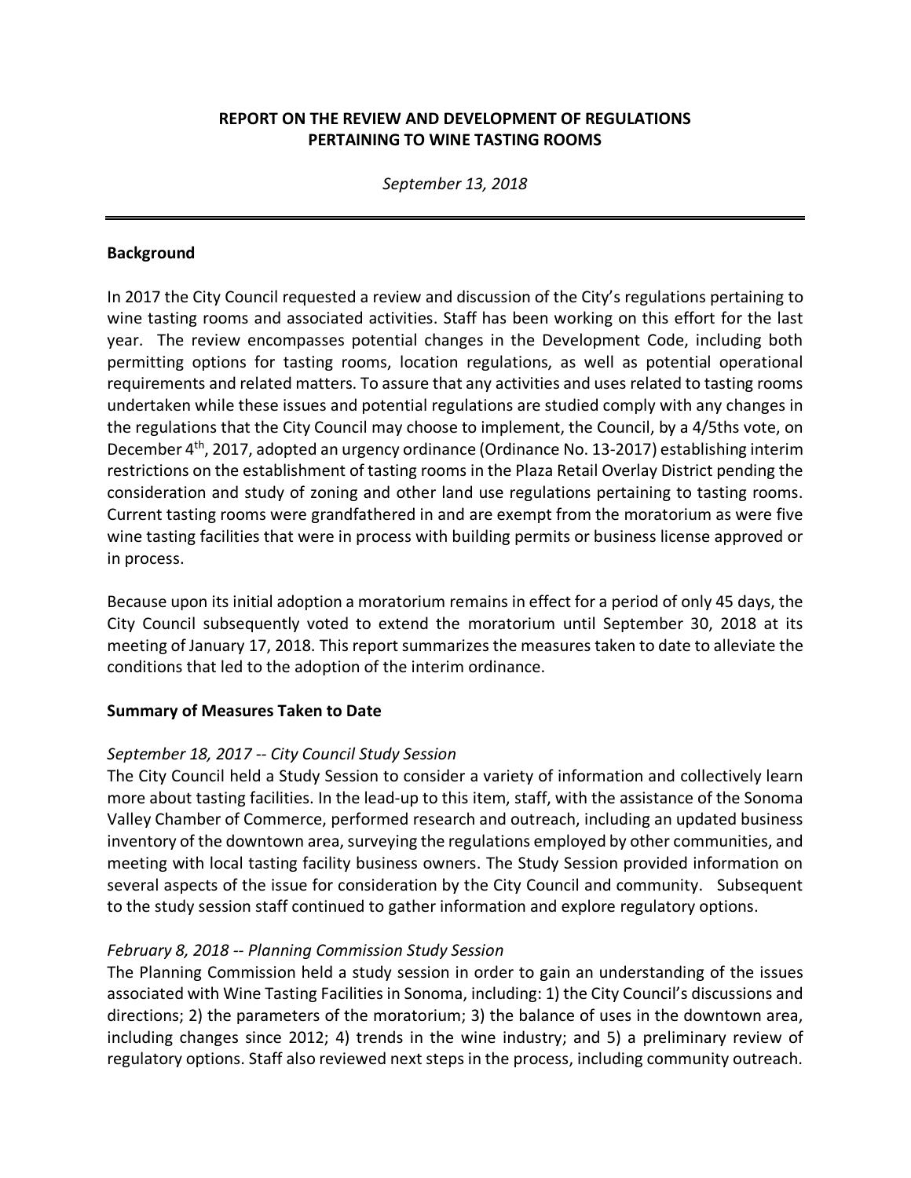# REPORT ON THE REVIEW AND DEVELOPMENT OF REGULATIONS PERTAINING TO WINE TASTING ROOMS

*September 13, 2018*

---

## Background

In 2017 the City Council requested a review and discussion of the City's regulations pertaining to wine tasting rooms and associated activities. Staff has been working on this effort for the last year. The review encompasses potential changes in the Development Code, including both permitting options for tasting rooms, location regulations, as well as potential operational requirements and related matters. To assure that any activities and uses related to tasting rooms undertaken while these issues and potential regulations are studied comply with any changes in the regulations that the City Council may choose to implement, the Council, by a 4/5ths vote, on December 4th, 2017, adopted an urgency ordinance (Ordinance No. 13-2017) establishing interim restrictions on the establishment of tasting rooms in the Plaza Retail Overlay District pending the consideration and study of zoning and other land use regulations pertaining to tasting rooms. Current tasting rooms were grandfathered in and are exempt from the moratorium as were five wine tasting facilities that were in process with building permits or business license approved or in process.

Because upon its initial adoption a moratorium remains in effect for a period of only 45 days, the City Council subsequently voted to extend the moratorium until September 30, 2018 at its meeting of January 17, 2018. This report summarizes the measures taken to date to alleviate the conditions that led to the adoption of the interim ordinance.

## Summary of Measures Taken to Date

*September 18, 2017 -- City Council Study Session*

The City Council held a Study Session to consider a variety of information and collectively learn more about tasting facilities. In the lead-up to this item, staff, with the assistance of the Sonoma Valley Chamber of Commerce, performed research and outreach, including an updated business inventory of the downtown area, surveying the regulations employed by other communities, and meeting with local tasting facility business owners. The Study Session provided information on several aspects of the issue for consideration by the City Council and community. Subsequent to the study session staff continued to gather information and explore regulatory options.

*February 8, 2018 -- Planning Commission Study Session*

The Planning Commission held a study session in order to gain an understanding of the issues associated with Wine Tasting Facilities in Sonoma, including: 1) the City Council's discussions and directions; 2) the parameters of the moratorium; 3) the balance of uses in the downtown area, including changes since 2012; 4) trends in the wine industry; and 5) a preliminary review of regulatory options. Staff also reviewed next steps in the process, including community outreach.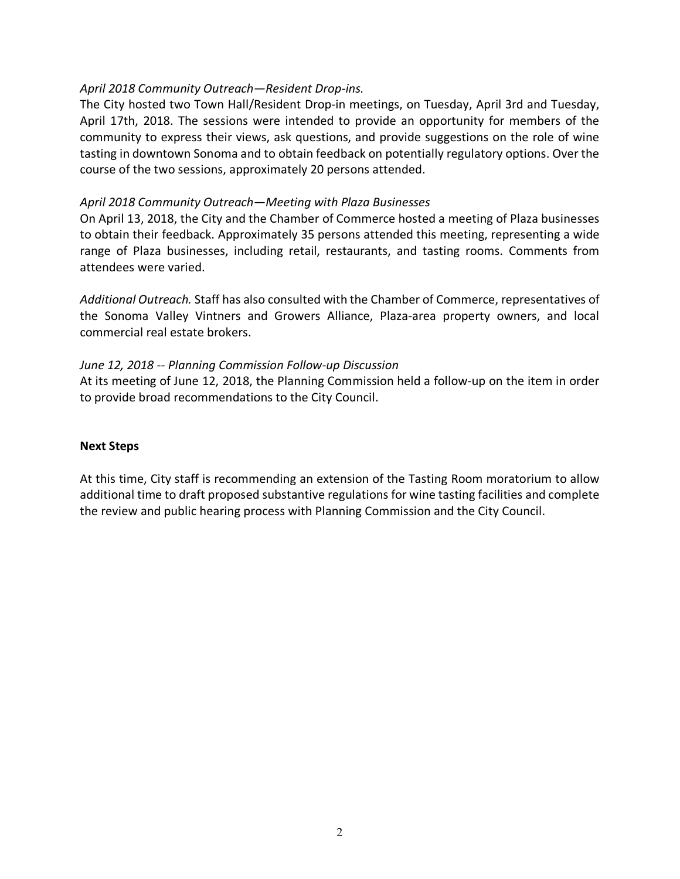*April 2018 Community Outreach—Resident Drop-ins.*
The City hosted two Town Hall/Resident Drop-in meetings, on Tuesday, April 3rd and Tuesday, April 17th, 2018. The sessions were intended to provide an opportunity for members of the community to express their views, ask questions, and provide suggestions on the role of wine tasting in downtown Sonoma and to obtain feedback on potentially regulatory options. Over the course of the two sessions, approximately 20 persons attended.

*April 2018 Community Outreach—Meeting with Plaza Businesses*
On April 13, 2018, the City and the Chamber of Commerce hosted a meeting of Plaza businesses to obtain their feedback. Approximately 35 persons attended this meeting, representing a wide range of Plaza businesses, including retail, restaurants, and tasting rooms. Comments from attendees were varied.

*Additional Outreach.* Staff has also consulted with the Chamber of Commerce, representatives of the Sonoma Valley Vintners and Growers Alliance, Plaza-area property owners, and local commercial real estate brokers.

*June 12, 2018 -- Planning Commission Follow-up Discussion*
At its meeting of June 12, 2018, the Planning Commission held a follow-up on the item in order to provide broad recommendations to the City Council.

**Next Steps**

At this time, City staff is recommending an extension of the Tasting Room moratorium to allow additional time to draft proposed substantive regulations for wine tasting facilities and complete the review and public hearing process with Planning Commission and the City Council.